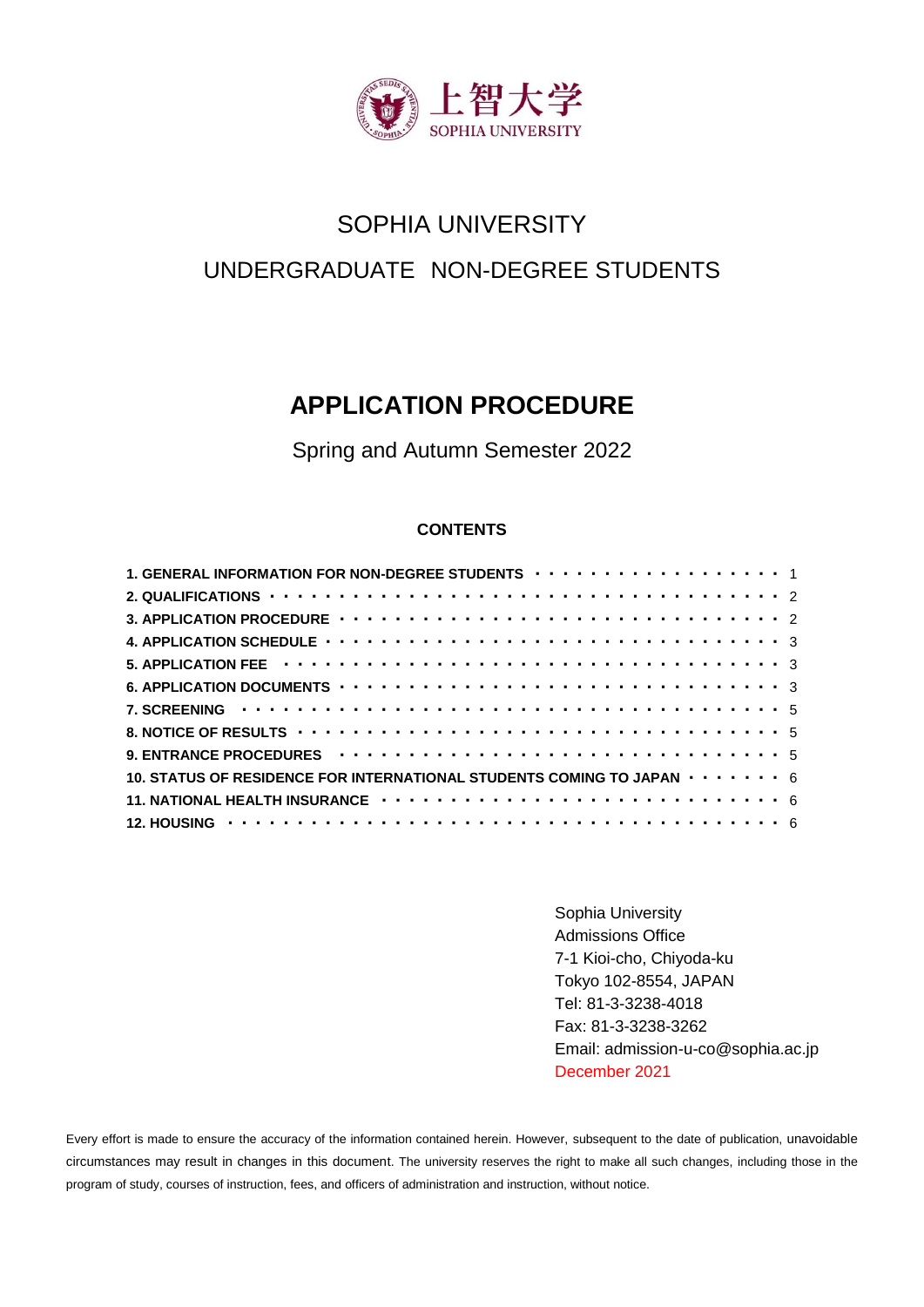上智大学
SOPHIA UNIVERSITY

# SOPHIA UNIVERSITY

# UNDERGRADUATE NON-DEGREE STUDENTS

# APPLICATION PROCEDURE

Spring and Autumn Semester 2022

**CONTENTS**

| | |
|---|---|
| **1. GENERAL INFORMATION FOR NON-DEGREE STUDENTS** | 1 |
| **2. QUALIFICATIONS** | 2 |
| **3. APPLICATION PROCEDURE** | 2 |
| **4. APPLICATION SCHEDULE** | 3 |
| **5. APPLICATION FEE** | 3 |
| **6. APPLICATION DOCUMENTS** | 3 |
| **7. SCREENING** | 5 |
| **8. NOTICE OF RESULTS** | 5 |
| **9. ENTRANCE PROCEDURES** | 5 |
| **10. STATUS OF RESIDENCE FOR INTERNATIONAL STUDENTS COMING TO JAPAN** | 6 |
| **11. NATIONAL HEALTH INSURANCE** | 6 |
| **12. HOUSING** | 6 |

Sophia University
Admissions Office
7-1 Kioi-cho, Chiyoda-ku
Tokyo 102-8554, JAPAN
Tel: 81-3-3238-4018
Fax: 81-3-3238-3262
Email: admission-u-co@sophia.ac.jp
December 2021

Every effort is made to ensure the accuracy of the information contained herein. However, subsequent to the date of publication, unavoidable circumstances may result in changes in this document. The university reserves the right to make all such changes, including those in the program of study, courses of instruction, fees, and officers of administration and instruction, without notice.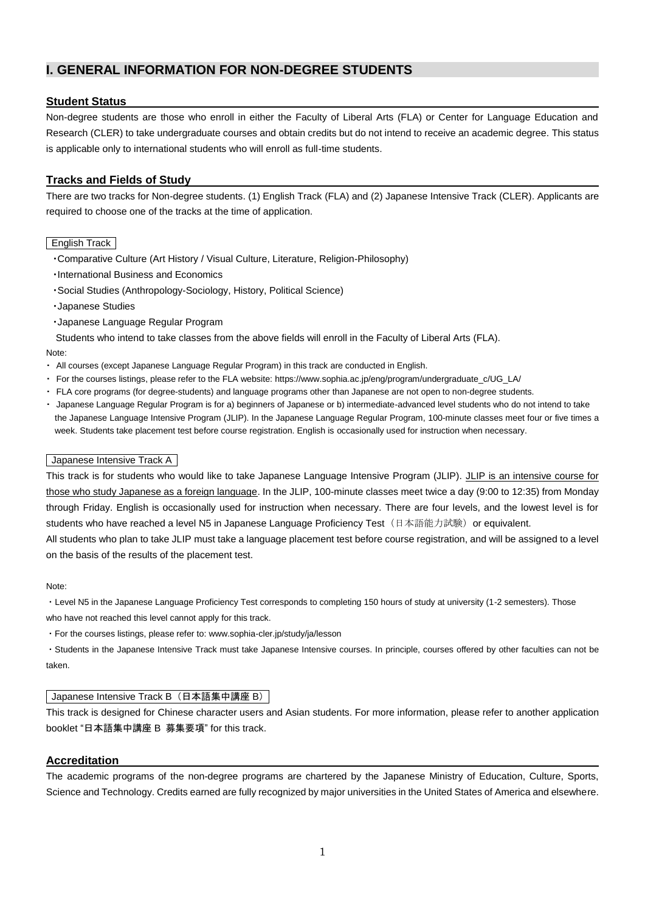## I. GENERAL INFORMATION FOR NON-DEGREE STUDENTS

### Student Status

Non-degree students are those who enroll in either the Faculty of Liberal Arts (FLA) or Center for Language Education and Research (CLER) to take undergraduate courses and obtain credits but do not intend to receive an academic degree. This status is applicable only to international students who will enroll as full-time students.

### Tracks and Fields of Study

There are two tracks for Non-degree students. (1) English Track (FLA) and (2) Japanese Intensive Track (CLER). Applicants are required to choose one of the tracks at the time of application.

#### English Track

- Comparative Culture (Art History / Visual Culture, Literature, Religion-Philosophy)
- International Business and Economics
- Social Studies (Anthropology-Sociology, History, Political Science)
- Japanese Studies
- Japanese Language Regular Program

Students who intend to take classes from the above fields will enroll in the Faculty of Liberal Arts (FLA).

Note:

- All courses (except Japanese Language Regular Program) in this track are conducted in English.
- For the courses listings, please refer to the FLA website: https://www.sophia.ac.jp/eng/program/undergraduate_c/UG_LA/
- FLA core programs (for degree-students) and language programs other than Japanese are not open to non-degree students.
- Japanese Language Regular Program is for a) beginners of Japanese or b) intermediate-advanced level students who do not intend to take the Japanese Language Intensive Program (JLIP). In the Japanese Language Regular Program, 100-minute classes meet four or five times a week. Students take placement test before course registration. English is occasionally used for instruction when necessary.

#### Japanese Intensive Track A

This track is for students who would like to take Japanese Language Intensive Program (JLIP). JLIP is an intensive course for those who study Japanese as a foreign language. In the JLIP, 100-minute classes meet twice a day (9:00 to 12:35) from Monday through Friday. English is occasionally used for instruction when necessary. There are four levels, and the lowest level is for students who have reached a level N5 in Japanese Language Proficiency Test（日本語能力試験）or equivalent.

All students who plan to take JLIP must take a language placement test before course registration, and will be assigned to a level on the basis of the results of the placement test.

Note:

- Level N5 in the Japanese Language Proficiency Test corresponds to completing 150 hours of study at university (1-2 semesters). Those who have not reached this level cannot apply for this track.
- For the courses listings, please refer to: www.sophia-cler.jp/study/ja/lesson
- Students in the Japanese Intensive Track must take Japanese Intensive courses. In principle, courses offered by other faculties can not be taken.

#### Japanese Intensive Track B（日本語集中講座 B）

This track is designed for Chinese character users and Asian students. For more information, please refer to another application booklet "日本語集中講座 B 募集要項" for this track.

### Accreditation

The academic programs of the non-degree programs are chartered by the Japanese Ministry of Education, Culture, Sports, Science and Technology. Credits earned are fully recognized by major universities in the United States of America and elsewhere.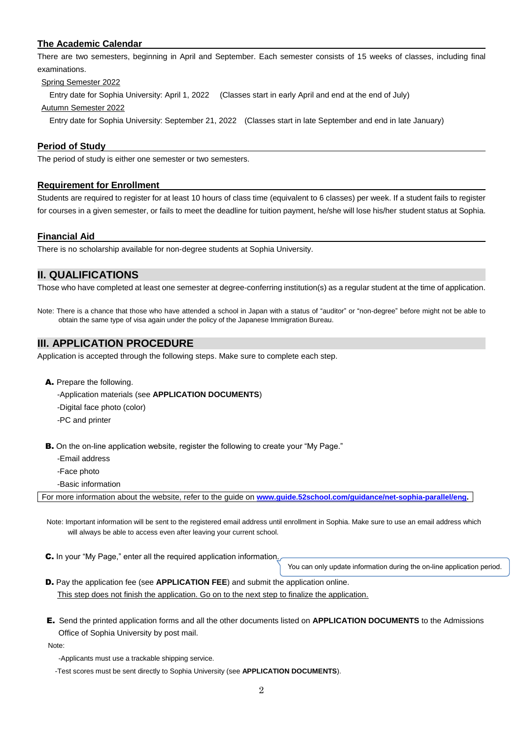### The Academic Calendar

There are two semesters, beginning in April and September. Each semester consists of 15 weeks of classes, including final examinations.

Spring Semester 2022

Entry date for Sophia University: April 1, 2022 (Classes start in early April and end at the end of July)

Autumn Semester 2022

Entry date for Sophia University: September 21, 2022 (Classes start in late September and end in late January)

### Period of Study

The period of study is either one semester or two semesters.

### Requirement for Enrollment

Students are required to register for at least 10 hours of class time (equivalent to 6 classes) per week. If a student fails to register for courses in a given semester, or fails to meet the deadline for tuition payment, he/she will lose his/her student status at Sophia.

### Financial Aid

There is no scholarship available for non-degree students at Sophia University.

## II. QUALIFICATIONS

Those who have completed at least one semester at degree-conferring institution(s) as a regular student at the time of application.

Note: There is a chance that those who have attended a school in Japan with a status of "auditor" or "non-degree" before might not be able to obtain the same type of visa again under the policy of the Japanese Immigration Bureau.

## III. APPLICATION PROCEDURE

Application is accepted through the following steps. Make sure to complete each step.

**A.** Prepare the following.

- Application materials (see **APPLICATION DOCUMENTS**)
- Digital face photo (color)
- PC and printer

**B.** On the on-line application website, register the following to create your "My Page."

- Email address
- Face photo
- Basic information

For more information about the website, refer to the guide on **www.guide.52school.com/guidance/net-sophia-parallel/eng**.

Note: Important information will be sent to the registered email address until enrollment in Sophia. Make sure to use an email address which will always be able to access even after leaving your current school.

**C.** In your "My Page," enter all the required application information.

You can only update information during the on-line application period.

**D.** Pay the application fee (see **APPLICATION FEE**) and submit the application online.

This step does not finish the application. Go on to the next step to finalize the application.

**E.** Send the printed application forms and all the other documents listed on **APPLICATION DOCUMENTS** to the Admissions Office of Sophia University by post mail.

Note:

- Applicants must use a trackable shipping service.
- Test scores must be sent directly to Sophia University (see **APPLICATION DOCUMENTS**).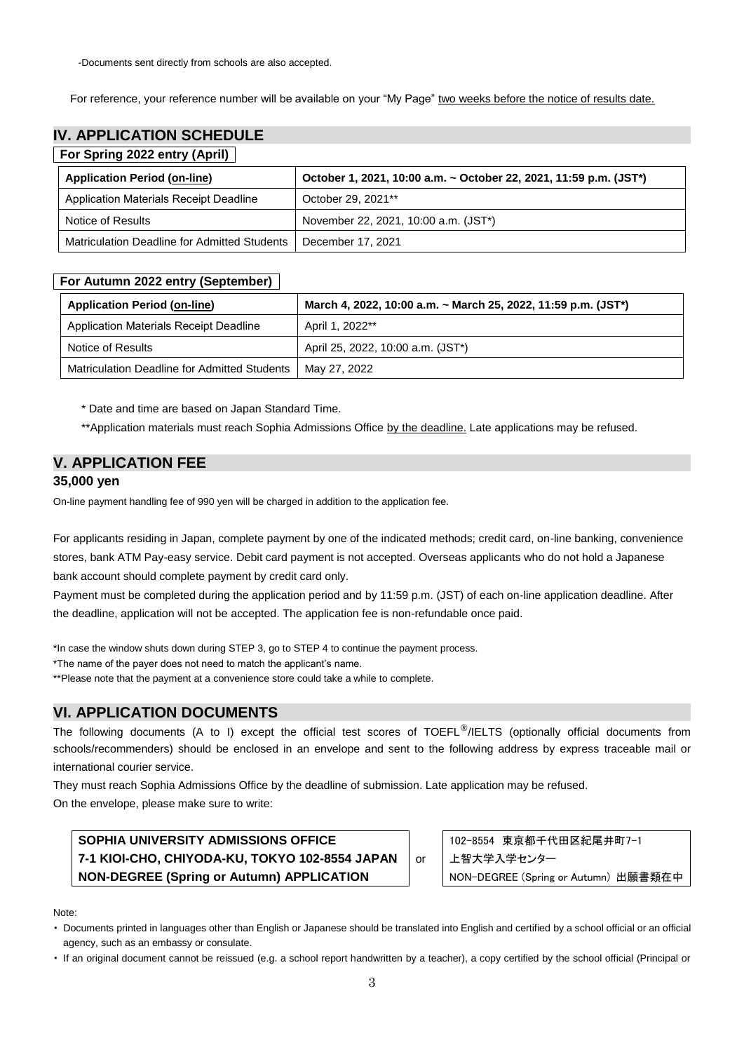-Documents sent directly from schools are also accepted.

For reference, your reference number will be available on your "My Page" <u>two weeks before the notice of results date.</u>

## IV. APPLICATION SCHEDULE

**For Spring 2022 entry (April)**

| **Application Period (<u>on-line</u>)** | **October 1, 2021, 10:00 a.m. ~ October 22, 2021, 11:59 p.m. (JST*)** |
|---|---|
| Application Materials Receipt Deadline | October 29, 2021** |
| Notice of Results | November 22, 2021, 10:00 a.m. (JST*) |
| Matriculation Deadline for Admitted Students | December 17, 2021 |

**For Autumn 2022 entry (September)**

| **Application Period (<u>on-line</u>)** | **March 4, 2022, 10:00 a.m. ~ March 25, 2022, 11:59 p.m. (JST*)** |
|---|---|
| Application Materials Receipt Deadline | April 1, 2022** |
| Notice of Results | April 25, 2022, 10:00 a.m. (JST*) |
| Matriculation Deadline for Admitted Students | May 27, 2022 |

* Date and time are based on Japan Standard Time.

**Application materials must reach Sophia Admissions Office <u>by the deadline.</u> Late applications may be refused.

## V. APPLICATION FEE

**35,000 yen**

On-line payment handling fee of 990 yen will be charged in addition to the application fee.

For applicants residing in Japan, complete payment by one of the indicated methods; credit card, on-line banking, convenience stores, bank ATM Pay-easy service. Debit card payment is not accepted. Overseas applicants who do not hold a Japanese bank account should complete payment by credit card only.

Payment must be completed during the application period and by 11:59 p.m. (JST) of each on-line application deadline. After the deadline, application will not be accepted. The application fee is non-refundable once paid.

*In case the window shuts down during STEP 3, go to STEP 4 to continue the payment process.

*The name of the payer does not need to match the applicant's name.

**Please note that the payment at a convenience store could take a while to complete.

## VI. APPLICATION DOCUMENTS

The following documents (A to I) except the official test scores of TOEFL®/IELTS (optionally official documents from schools/recommenders) should be enclosed in an envelope and sent to the following address by express traceable mail or international courier service.

They must reach Sophia Admissions Office by the deadline of submission. Late application may be refused.

On the envelope, please make sure to write:

| **SOPHIA UNIVERSITY ADMISSIONS OFFICE**<br>**7-1 KIOI-CHO, CHIYODA-KU, TOKYO 102-8554 JAPAN**<br>**NON-DEGREE (Spring or Autumn) APPLICATION** | or | 102-8554 東京都千代田区紀尾井町7-1<br>上智大学入学センター<br>NON-DEGREE (Spring or Autumn) 出願書類在中 |
|---|---|---|

Note:

- Documents printed in languages other than English or Japanese should be translated into English and certified by a school official or an official agency, such as an embassy or consulate.
- If an original document cannot be reissued (e.g. a school report handwritten by a teacher), a copy certified by the school official (Principal or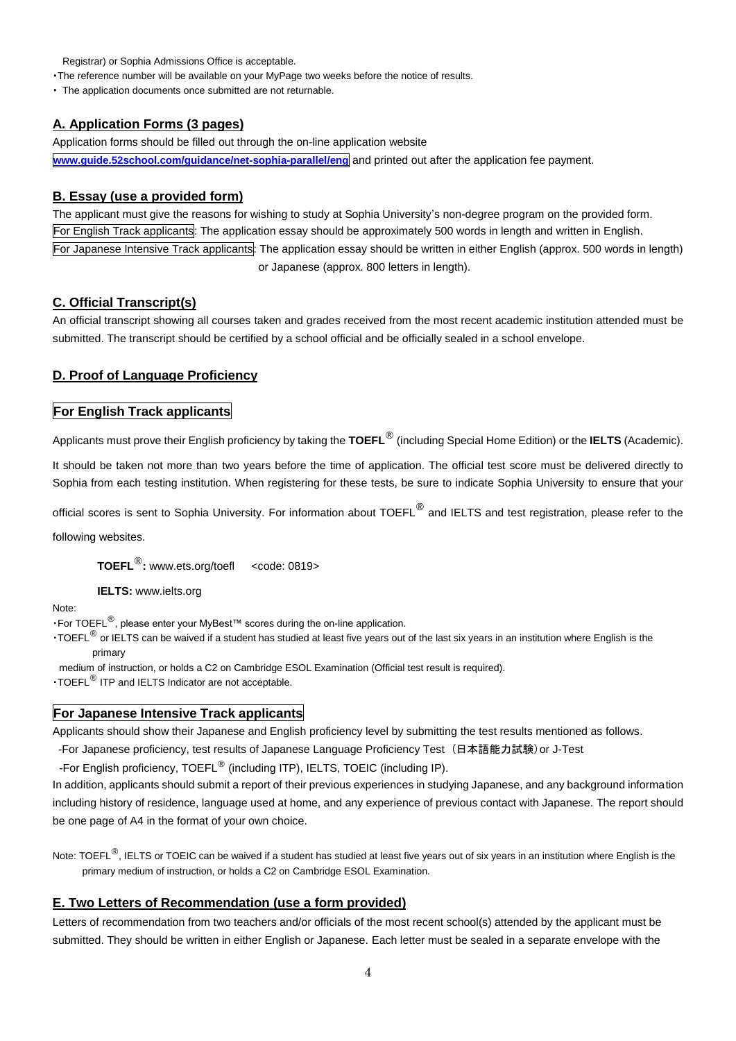Registrar) or Sophia Admissions Office is acceptable.

- The reference number will be available on your MyPage two weeks before the notice of results.
- The application documents once submitted are not returnable.

## A. Application Forms (3 pages)

Application forms should be filled out through the on-line application website www.guide.52school.com/guidance/net-sophia-parallel/eng and printed out after the application fee payment.

## B. Essay (use a provided form)

The applicant must give the reasons for wishing to study at Sophia University's non-degree program on the provided form.

For English Track applicants: The application essay should be approximately 500 words in length and written in English.

For Japanese Intensive Track applicants: The application essay should be written in either English (approx. 500 words in length) or Japanese (approx. 800 letters in length).

## C. Official Transcript(s)

An official transcript showing all courses taken and grades received from the most recent academic institution attended must be submitted. The transcript should be certified by a school official and be officially sealed in a school envelope.

## D. Proof of Language Proficiency

### For English Track applicants

Applicants must prove their English proficiency by taking the **TOEFL®** (including Special Home Edition) or the **IELTS** (Academic).

It should be taken not more than two years before the time of application. The official test score must be delivered directly to Sophia from each testing institution. When registering for these tests, be sure to indicate Sophia University to ensure that your official scores is sent to Sophia University. For information about TOEFL® and IELTS and test registration, please refer to the following websites.

**TOEFL®:** www.ets.org/toefl <code: 0819>

**IELTS:** www.ielts.org

Note:

- For TOEFL®, please enter your MyBest™ scores during the on-line application.
- TOEFL® or IELTS can be waived if a student has studied at least five years out of the last six years in an institution where English is the primary medium of instruction, or holds a C2 on Cambridge ESOL Examination (Official test result is required).
- TOEFL® ITP and IELTS Indicator are not acceptable.

### For Japanese Intensive Track applicants

Applicants should show their Japanese and English proficiency level by submitting the test results mentioned as follows.

-For Japanese proficiency, test results of Japanese Language Proficiency Test（日本語能力試験）or J-Test

-For English proficiency, TOEFL® (including ITP), IELTS, TOEIC (including IP).

In addition, applicants should submit a report of their previous experiences in studying Japanese, and any background information including history of residence, language used at home, and any experience of previous contact with Japanese. The report should be one page of A4 in the format of your own choice.

Note: TOEFL®, IELTS or TOEIC can be waived if a student has studied at least five years out of six years in an institution where English is the primary medium of instruction, or holds a C2 on Cambridge ESOL Examination.

## E. Two Letters of Recommendation (use a form provided)

Letters of recommendation from two teachers and/or officials of the most recent school(s) attended by the applicant must be submitted. They should be written in either English or Japanese. Each letter must be sealed in a separate envelope with the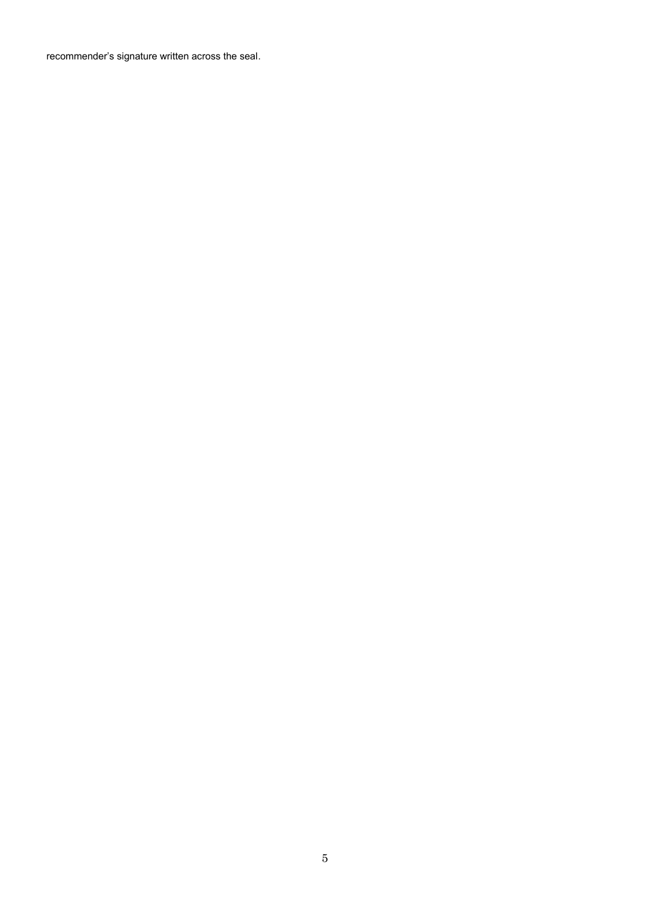recommender's signature written across the seal.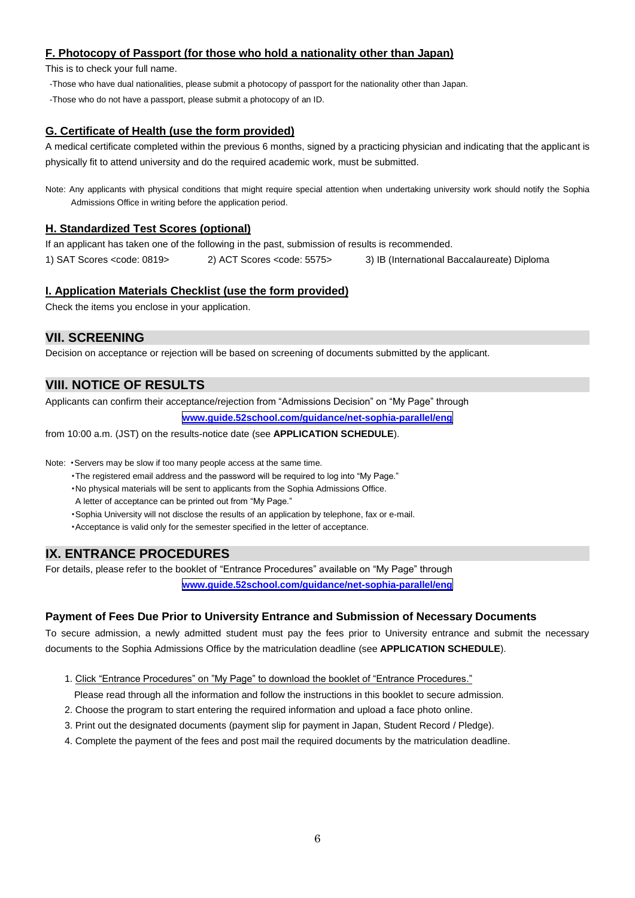### F. Photocopy of Passport (for those who hold a nationality other than Japan)

This is to check your full name.

-Those who have dual nationalities, please submit a photocopy of passport for the nationality other than Japan.

-Those who do not have a passport, please submit a photocopy of an ID.

### G. Certificate of Health (use the form provided)

A medical certificate completed within the previous 6 months, signed by a practicing physician and indicating that the applicant is physically fit to attend university and do the required academic work, must be submitted.

Note: Any applicants with physical conditions that might require special attention when undertaking university work should notify the Sophia Admissions Office in writing before the application period.

### H. Standardized Test Scores (optional)

If an applicant has taken one of the following in the past, submission of results is recommended.

1) SAT Scores <code: 0819>  2) ACT Scores <code: 5575>  3) IB (International Baccalaureate) Diploma

### I. Application Materials Checklist (use the form provided)

Check the items you enclose in your application.

## VII. SCREENING

Decision on acceptance or rejection will be based on screening of documents submitted by the applicant.

## VIII. NOTICE OF RESULTS

Applicants can confirm their acceptance/rejection from "Admissions Decision" on "My Page" through

www.guide.52school.com/guidance/net-sophia-parallel/eng

from 10:00 a.m. (JST) on the results-notice date (see **APPLICATION SCHEDULE**).

Note:
- Servers may be slow if too many people access at the same time.
- The registered email address and the password will be required to log into "My Page."
- No physical materials will be sent to applicants from the Sophia Admissions Office.
  A letter of acceptance can be printed out from "My Page."
- Sophia University will not disclose the results of an application by telephone, fax or e-mail.
- Acceptance is valid only for the semester specified in the letter of acceptance.

## IX. ENTRANCE PROCEDURES

For details, please refer to the booklet of "Entrance Procedures" available on "My Page" through

www.guide.52school.com/guidance/net-sophia-parallel/eng

### Payment of Fees Due Prior to University Entrance and Submission of Necessary Documents

To secure admission, a newly admitted student must pay the fees prior to University entrance and submit the necessary documents to the Sophia Admissions Office by the matriculation deadline (see **APPLICATION SCHEDULE**).

1. Click "Entrance Procedures" on "My Page" to download the booklet of "Entrance Procedures."
   Please read through all the information and follow the instructions in this booklet to secure admission.
2. Choose the program to start entering the required information and upload a face photo online.
3. Print out the designated documents (payment slip for payment in Japan, Student Record / Pledge).
4. Complete the payment of the fees and post mail the required documents by the matriculation deadline.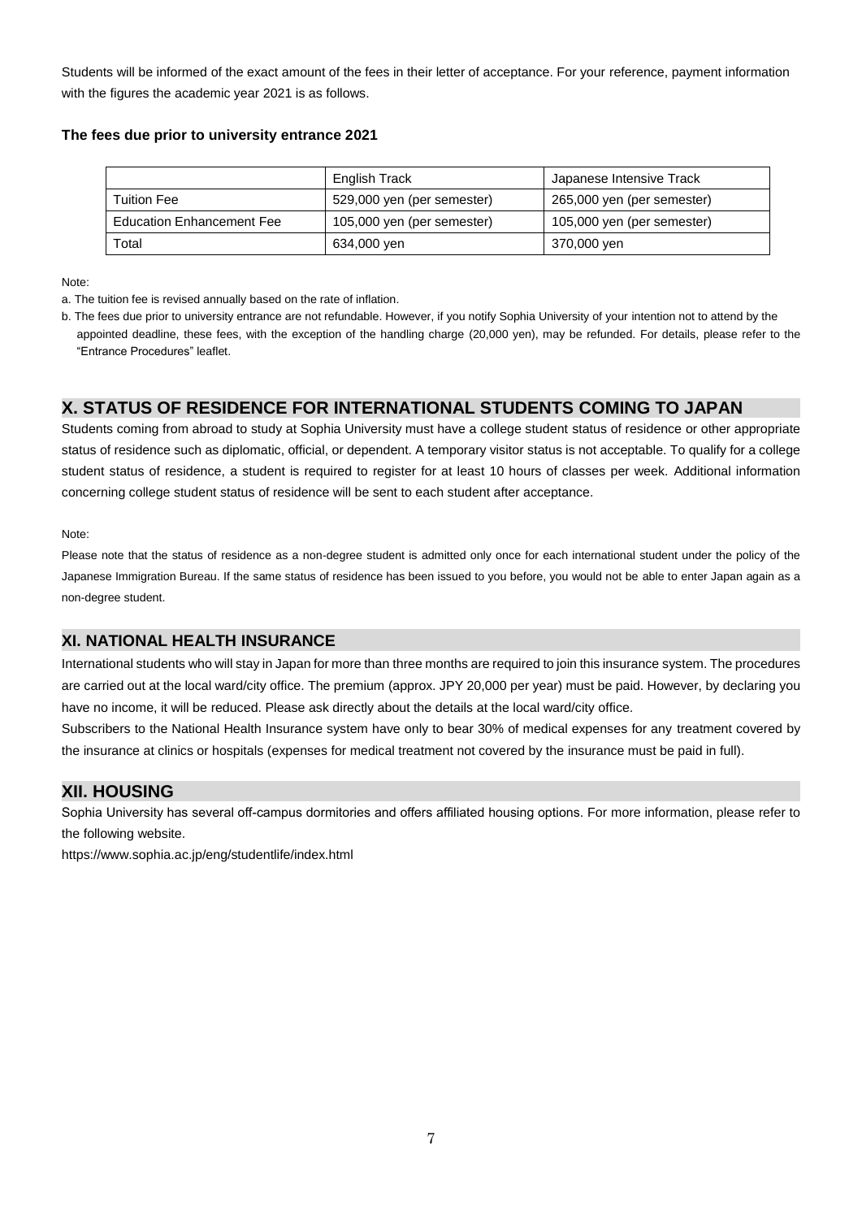Students will be informed of the exact amount of the fees in their letter of acceptance. For your reference, payment information with the figures the academic year 2021 is as follows.

**The fees due prior to university entrance 2021**

| | English Track | Japanese Intensive Track |
|---|---|---|
| Tuition Fee | 529,000 yen (per semester) | 265,000 yen (per semester) |
| Education Enhancement Fee | 105,000 yen (per semester) | 105,000 yen (per semester) |
| Total | 634,000 yen | 370,000 yen |

Note:

a. The tuition fee is revised annually based on the rate of inflation.

b. The fees due prior to university entrance are not refundable. However, if you notify Sophia University of your intention not to attend by the appointed deadline, these fees, with the exception of the handling charge (20,000 yen), may be refunded. For details, please refer to the "Entrance Procedures" leaflet.

## X. STATUS OF RESIDENCE FOR INTERNATIONAL STUDENTS COMING TO JAPAN

Students coming from abroad to study at Sophia University must have a college student status of residence or other appropriate status of residence such as diplomatic, official, or dependent. A temporary visitor status is not acceptable. To qualify for a college student status of residence, a student is required to register for at least 10 hours of classes per week. Additional information concerning college student status of residence will be sent to each student after acceptance.

Note:

Please note that the status of residence as a non-degree student is admitted only once for each international student under the policy of the Japanese Immigration Bureau. If the same status of residence has been issued to you before, you would not be able to enter Japan again as a non-degree student.

## XI. NATIONAL HEALTH INSURANCE

International students who will stay in Japan for more than three months are required to join this insurance system. The procedures are carried out at the local ward/city office. The premium (approx. JPY 20,000 per year) must be paid. However, by declaring you have no income, it will be reduced. Please ask directly about the details at the local ward/city office.

Subscribers to the National Health Insurance system have only to bear 30% of medical expenses for any treatment covered by the insurance at clinics or hospitals (expenses for medical treatment not covered by the insurance must be paid in full).

## XII. HOUSING

Sophia University has several off-campus dormitories and offers affiliated housing options. For more information, please refer to the following website.

https://www.sophia.ac.jp/eng/studentlife/index.html